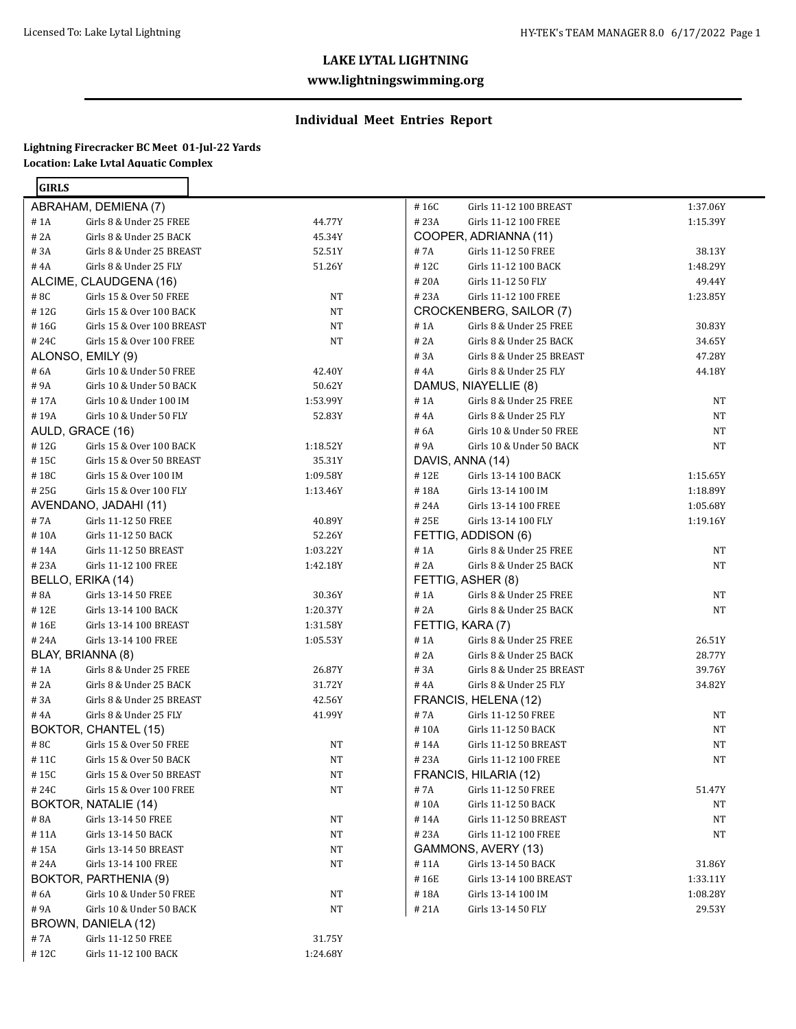# LAKE LYTAL LIGHTNING

**www.lightningswimming.org**

## Individual Meet Entries Report

**Lightning Firecracker BC Meet 01-Jul-22 Yards**
**Location: Lake Lytal Aquatic Complex**

**GIRLS**

**ABRAHAM, DEMIENA (7)**

| | | |
|---|---|---|
| # 1A | Girls 8 & Under 25 FREE | 44.77Y |
| # 2A | Girls 8 & Under 25 BACK | 45.34Y |
| # 3A | Girls 8 & Under 25 BREAST | 52.51Y |
| # 4A | Girls 8 & Under 25 FLY | 51.26Y |

**ALCIME, CLAUDGENA (16)**

| | | |
|---|---|---|
| # 8C | Girls 15 & Over 50 FREE | NT |
| # 12G | Girls 15 & Over 100 BACK | NT |
| # 16G | Girls 15 & Over 100 BREAST | NT |
| # 24C | Girls 15 & Over 100 FREE | NT |

**ALONSO, EMILY (9)**

| | | |
|---|---|---|
| # 6A | Girls 10 & Under 50 FREE | 42.40Y |
| # 9A | Girls 10 & Under 50 BACK | 50.62Y |
| # 17A | Girls 10 & Under 100 IM | 1:53.99Y |
| # 19A | Girls 10 & Under 50 FLY | 52.83Y |

**AULD, GRACE (16)**

| | | |
|---|---|---|
| # 12G | Girls 15 & Over 100 BACK | 1:18.52Y |
| # 15C | Girls 15 & Over 50 BREAST | 35.31Y |
| # 18C | Girls 15 & Over 100 IM | 1:09.58Y |
| # 25G | Girls 15 & Over 100 FLY | 1:13.46Y |

**AVENDANO, JADAHI (11)**

| | | |
|---|---|---|
| # 7A | Girls 11-12 50 FREE | 40.89Y |
| # 10A | Girls 11-12 50 BACK | 52.26Y |
| # 14A | Girls 11-12 50 BREAST | 1:03.22Y |
| # 23A | Girls 11-12 100 FREE | 1:42.18Y |

**BELLO, ERIKA (14)**

| | | |
|---|---|---|
| # 8A | Girls 13-14 50 FREE | 30.36Y |
| # 12E | Girls 13-14 100 BACK | 1:20.37Y |
| # 16E | Girls 13-14 100 BREAST | 1:31.58Y |
| # 24A | Girls 13-14 100 FREE | 1:05.53Y |

**BLAY, BRIANNA (8)**

| | | |
|---|---|---|
| # 1A | Girls 8 & Under 25 FREE | 26.87Y |
| # 2A | Girls 8 & Under 25 BACK | 31.72Y |
| # 3A | Girls 8 & Under 25 BREAST | 42.56Y |
| # 4A | Girls 8 & Under 25 FLY | 41.99Y |

**BOKTOR, CHANTEL (15)**

| | | |
|---|---|---|
| # 8C | Girls 15 & Over 50 FREE | NT |
| # 11C | Girls 15 & Over 50 BACK | NT |
| # 15C | Girls 15 & Over 50 BREAST | NT |
| # 24C | Girls 15 & Over 100 FREE | NT |

**BOKTOR, NATALIE (14)**

| | | |
|---|---|---|
| # 8A | Girls 13-14 50 FREE | NT |
| # 11A | Girls 13-14 50 BACK | NT |
| # 15A | Girls 13-14 50 BREAST | NT |
| # 24A | Girls 13-14 100 FREE | NT |

**BOKTOR, PARTHENIA (9)**

| | | |
|---|---|---|
| # 6A | Girls 10 & Under 50 FREE | NT |
| # 9A | Girls 10 & Under 50 BACK | NT |

**BROWN, DANIELA (12)**

| | | |
|---|---|---|
| # 7A | Girls 11-12 50 FREE | 31.75Y |
| # 12C | Girls 11-12 100 BACK | 1:24.68Y |
| # 16C | Girls 11-12 100 BREAST | 1:37.06Y |
| # 23A | Girls 11-12 100 FREE | 1:15.39Y |

**COOPER, ADRIANNA (11)**

| | | |
|---|---|---|
| # 7A | Girls 11-12 50 FREE | 38.13Y |
| # 12C | Girls 11-12 100 BACK | 1:48.29Y |
| # 20A | Girls 11-12 50 FLY | 49.44Y |
| # 23A | Girls 11-12 100 FREE | 1:23.85Y |

**CROCKENBERG, SAILOR (7)**

| | | |
|---|---|---|
| # 1A | Girls 8 & Under 25 FREE | 30.83Y |
| # 2A | Girls 8 & Under 25 BACK | 34.65Y |
| # 3A | Girls 8 & Under 25 BREAST | 47.28Y |
| # 4A | Girls 8 & Under 25 FLY | 44.18Y |

**DAMUS, NIAYELLIE (8)**

| | | |
|---|---|---|
| # 1A | Girls 8 & Under 25 FREE | NT |
| # 4A | Girls 8 & Under 25 FLY | NT |
| # 6A | Girls 10 & Under 50 FREE | NT |
| # 9A | Girls 10 & Under 50 BACK | NT |

**DAVIS, ANNA (14)**

| | | |
|---|---|---|
| # 12E | Girls 13-14 100 BACK | 1:15.65Y |
| # 18A | Girls 13-14 100 IM | 1:18.89Y |
| # 24A | Girls 13-14 100 FREE | 1:05.68Y |
| # 25E | Girls 13-14 100 FLY | 1:19.16Y |

**FETTIG, ADDISON (6)**

| | | |
|---|---|---|
| # 1A | Girls 8 & Under 25 FREE | NT |
| # 2A | Girls 8 & Under 25 BACK | NT |

**FETTIG, ASHER (8)**

| | | |
|---|---|---|
| # 1A | Girls 8 & Under 25 FREE | NT |
| # 2A | Girls 8 & Under 25 BACK | NT |

**FETTIG, KARA (7)**

| | | |
|---|---|---|
| # 1A | Girls 8 & Under 25 FREE | 26.51Y |
| # 2A | Girls 8 & Under 25 BACK | 28.77Y |
| # 3A | Girls 8 & Under 25 BREAST | 39.76Y |
| # 4A | Girls 8 & Under 25 FLY | 34.82Y |

**FRANCIS, HELENA (12)**

| | | |
|---|---|---|
| # 7A | Girls 11-12 50 FREE | NT |
| # 10A | Girls 11-12 50 BACK | NT |
| # 14A | Girls 11-12 50 BREAST | NT |
| # 23A | Girls 11-12 100 FREE | NT |

**FRANCIS, HILARIA (12)**

| | | |
|---|---|---|
| # 7A | Girls 11-12 50 FREE | 51.47Y |
| # 10A | Girls 11-12 50 BACK | NT |
| # 14A | Girls 11-12 50 BREAST | NT |
| # 23A | Girls 11-12 100 FREE | NT |

**GAMMONS, AVERY (13)**

| | | |
|---|---|---|
| # 11A | Girls 13-14 50 BACK | 31.86Y |
| # 16E | Girls 13-14 100 BREAST | 1:33.11Y |
| # 18A | Girls 13-14 100 IM | 1:08.28Y |
| # 21A | Girls 13-14 50 FLY | 29.53Y |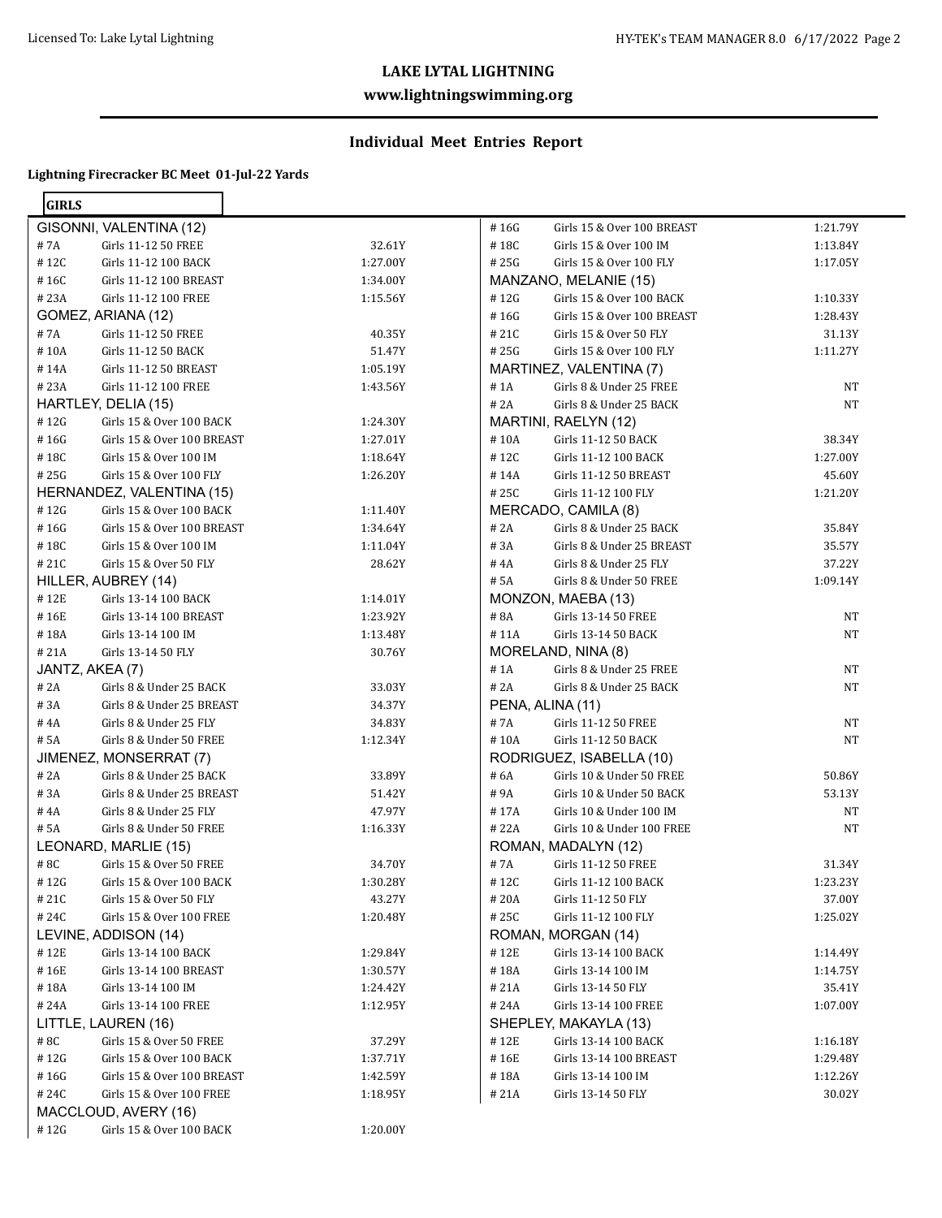## LAKE LYTAL LIGHTNING

**www.lightningswimming.org**

### Individual Meet Entries Report

**Lightning Firecracker BC Meet 01-Jul-22 Yards**

**GIRLS**

GISONNI, VALENTINA (12)

| # | Event | Time |
|---|---|---|
| # 7A | Girls 11-12 50 FREE | 32.61Y |
| # 12C | Girls 11-12 100 BACK | 1:27.00Y |
| # 16C | Girls 11-12 100 BREAST | 1:34.00Y |
| # 23A | Girls 11-12 100 FREE | 1:15.56Y |

GOMEZ, ARIANA (12)

| # | Event | Time |
|---|---|---|
| # 7A | Girls 11-12 50 FREE | 40.35Y |
| # 10A | Girls 11-12 50 BACK | 51.47Y |
| # 14A | Girls 11-12 50 BREAST | 1:05.19Y |
| # 23A | Girls 11-12 100 FREE | 1:43.56Y |

HARTLEY, DELIA (15)

| # | Event | Time |
|---|---|---|
| # 12G | Girls 15 & Over 100 BACK | 1:24.30Y |
| # 16G | Girls 15 & Over 100 BREAST | 1:27.01Y |
| # 18C | Girls 15 & Over 100 IM | 1:18.64Y |
| # 25G | Girls 15 & Over 100 FLY | 1:26.20Y |

HERNANDEZ, VALENTINA (15)

| # | Event | Time |
|---|---|---|
| # 12G | Girls 15 & Over 100 BACK | 1:11.40Y |
| # 16G | Girls 15 & Over 100 BREAST | 1:34.64Y |
| # 18C | Girls 15 & Over 100 IM | 1:11.04Y |
| # 21C | Girls 15 & Over 50 FLY | 28.62Y |

HILLER, AUBREY (14)

| # | Event | Time |
|---|---|---|
| # 12E | Girls 13-14 100 BACK | 1:14.01Y |
| # 16E | Girls 13-14 100 BREAST | 1:23.92Y |
| # 18A | Girls 13-14 100 IM | 1:13.48Y |
| # 21A | Girls 13-14 50 FLY | 30.76Y |

JANTZ, AKEA (7)

| # | Event | Time |
|---|---|---|
| # 2A | Girls 8 & Under 25 BACK | 33.03Y |
| # 3A | Girls 8 & Under 25 BREAST | 34.37Y |
| # 4A | Girls 8 & Under 25 FLY | 34.83Y |
| # 5A | Girls 8 & Under 50 FREE | 1:12.34Y |

JIMENEZ, MONSERRAT (7)

| # | Event | Time |
|---|---|---|
| # 2A | Girls 8 & Under 25 BACK | 33.89Y |
| # 3A | Girls 8 & Under 25 BREAST | 51.42Y |
| # 4A | Girls 8 & Under 25 FLY | 47.97Y |
| # 5A | Girls 8 & Under 50 FREE | 1:16.33Y |

LEONARD, MARLIE (15)

| # | Event | Time |
|---|---|---|
| # 8C | Girls 15 & Over 50 FREE | 34.70Y |
| # 12G | Girls 15 & Over 100 BACK | 1:30.28Y |
| # 21C | Girls 15 & Over 50 FLY | 43.27Y |
| # 24C | Girls 15 & Over 100 FREE | 1:20.48Y |

LEVINE, ADDISON (14)

| # | Event | Time |
|---|---|---|
| # 12E | Girls 13-14 100 BACK | 1:29.84Y |
| # 16E | Girls 13-14 100 BREAST | 1:30.57Y |
| # 18A | Girls 13-14 100 IM | 1:24.42Y |
| # 24A | Girls 13-14 100 FREE | 1:12.95Y |

LITTLE, LAUREN (16)

| # | Event | Time |
|---|---|---|
| # 8C | Girls 15 & Over 50 FREE | 37.29Y |
| # 12G | Girls 15 & Over 100 BACK | 1:37.71Y |
| # 16G | Girls 15 & Over 100 BREAST | 1:42.59Y |
| # 24C | Girls 15 & Over 100 FREE | 1:18.95Y |

MACCLOUD, AVERY (16)

| # | Event | Time |
|---|---|---|
| # 12G | Girls 15 & Over 100 BACK | 1:20.00Y |
| # 16G | Girls 15 & Over 100 BREAST | 1:21.79Y |
| # 18C | Girls 15 & Over 100 IM | 1:13.84Y |
| # 25G | Girls 15 & Over 100 FLY | 1:17.05Y |

MANZANO, MELANIE (15)

| # | Event | Time |
|---|---|---|
| # 12G | Girls 15 & Over 100 BACK | 1:10.33Y |
| # 16G | Girls 15 & Over 100 BREAST | 1:28.43Y |
| # 21C | Girls 15 & Over 50 FLY | 31.13Y |
| # 25G | Girls 15 & Over 100 FLY | 1:11.27Y |

MARTINEZ, VALENTINA (7)

| # | Event | Time |
|---|---|---|
| # 1A | Girls 8 & Under 25 FREE | NT |
| # 2A | Girls 8 & Under 25 BACK | NT |

MARTINI, RAELYN (12)

| # | Event | Time |
|---|---|---|
| # 10A | Girls 11-12 50 BACK | 38.34Y |
| # 12C | Girls 11-12 100 BACK | 1:27.00Y |
| # 14A | Girls 11-12 50 BREAST | 45.60Y |
| # 25C | Girls 11-12 100 FLY | 1:21.20Y |

MERCADO, CAMILA (8)

| # | Event | Time |
|---|---|---|
| # 2A | Girls 8 & Under 25 BACK | 35.84Y |
| # 3A | Girls 8 & Under 25 BREAST | 35.57Y |
| # 4A | Girls 8 & Under 25 FLY | 37.22Y |
| # 5A | Girls 8 & Under 50 FREE | 1:09.14Y |

MONZON, MAEBA (13)

| # | Event | Time |
|---|---|---|
| # 8A | Girls 13-14 50 FREE | NT |
| # 11A | Girls 13-14 50 BACK | NT |

MORELAND, NINA (8)

| # | Event | Time |
|---|---|---|
| # 1A | Girls 8 & Under 25 FREE | NT |
| # 2A | Girls 8 & Under 25 BACK | NT |

PENA, ALINA (11)

| # | Event | Time |
|---|---|---|
| # 7A | Girls 11-12 50 FREE | NT |
| # 10A | Girls 11-12 50 BACK | NT |

RODRIGUEZ, ISABELLA (10)

| # | Event | Time |
|---|---|---|
| # 6A | Girls 10 & Under 50 FREE | 50.86Y |
| # 9A | Girls 10 & Under 50 BACK | 53.13Y |
| # 17A | Girls 10 & Under 100 IM | NT |
| # 22A | Girls 10 & Under 100 FREE | NT |

ROMAN, MADALYN (12)

| # | Event | Time |
|---|---|---|
| # 7A | Girls 11-12 50 FREE | 31.34Y |
| # 12C | Girls 11-12 100 BACK | 1:23.23Y |
| # 20A | Girls 11-12 50 FLY | 37.00Y |
| # 25C | Girls 11-12 100 FLY | 1:25.02Y |

ROMAN, MORGAN (14)

| # | Event | Time |
|---|---|---|
| # 12E | Girls 13-14 100 BACK | 1:14.49Y |
| # 18A | Girls 13-14 100 IM | 1:14.75Y |
| # 21A | Girls 13-14 50 FLY | 35.41Y |
| # 24A | Girls 13-14 100 FREE | 1:07.00Y |

SHEPLEY, MAKAYLA (13)

| # | Event | Time |
|---|---|---|
| # 12E | Girls 13-14 100 BACK | 1:16.18Y |
| # 16E | Girls 13-14 100 BREAST | 1:29.48Y |
| # 18A | Girls 13-14 100 IM | 1:12.26Y |
| # 21A | Girls 13-14 50 FLY | 30.02Y |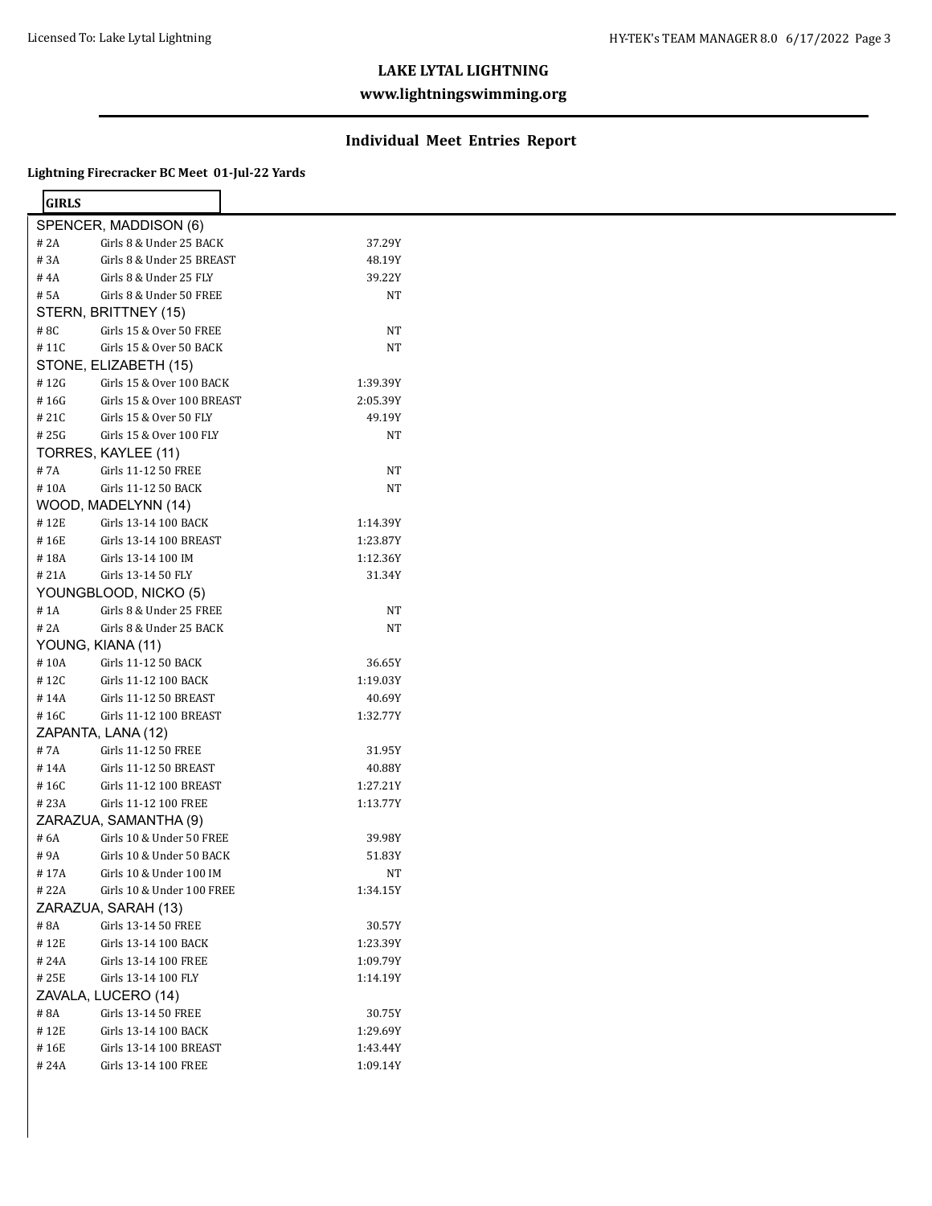# LAKE LYTAL LIGHTNING

**www.lightningswimming.org**

## Individual Meet Entries Report

**Lightning Firecracker BC Meet 01-Jul-22 Yards**

**GIRLS**

SPENCER, MADDISON (6)

| # 2A | Girls 8 & Under 25 BACK | 37.29Y |
|---|---|---|
| # 3A | Girls 8 & Under 25 BREAST | 48.19Y |
| # 4A | Girls 8 & Under 25 FLY | 39.22Y |
| # 5A | Girls 8 & Under 50 FREE | NT |

STERN, BRITTNEY (15)

| # 8C | Girls 15 & Over 50 FREE | NT |
|---|---|---|
| # 11C | Girls 15 & Over 50 BACK | NT |

STONE, ELIZABETH (15)

| # 12G | Girls 15 & Over 100 BACK | 1:39.39Y |
|---|---|---|
| # 16G | Girls 15 & Over 100 BREAST | 2:05.39Y |
| # 21C | Girls 15 & Over 50 FLY | 49.19Y |
| # 25G | Girls 15 & Over 100 FLY | NT |

TORRES, KAYLEE (11)

| # 7A | Girls 11-12 50 FREE | NT |
|---|---|---|
| # 10A | Girls 11-12 50 BACK | NT |

WOOD, MADELYNN (14)

| # 12E | Girls 13-14 100 BACK | 1:14.39Y |
|---|---|---|
| # 16E | Girls 13-14 100 BREAST | 1:23.87Y |
| # 18A | Girls 13-14 100 IM | 1:12.36Y |
| # 21A | Girls 13-14 50 FLY | 31.34Y |

YOUNGBLOOD, NICKO (5)

| # 1A | Girls 8 & Under 25 FREE | NT |
|---|---|---|
| # 2A | Girls 8 & Under 25 BACK | NT |

YOUNG, KIANA (11)

| # 10A | Girls 11-12 50 BACK | 36.65Y |
|---|---|---|
| # 12C | Girls 11-12 100 BACK | 1:19.03Y |
| # 14A | Girls 11-12 50 BREAST | 40.69Y |
| # 16C | Girls 11-12 100 BREAST | 1:32.77Y |

ZAPANTA, LANA (12)

| # 7A | Girls 11-12 50 FREE | 31.95Y |
|---|---|---|
| # 14A | Girls 11-12 50 BREAST | 40.88Y |
| # 16C | Girls 11-12 100 BREAST | 1:27.21Y |
| # 23A | Girls 11-12 100 FREE | 1:13.77Y |

ZARAZUA, SAMANTHA (9)

| # 6A | Girls 10 & Under 50 FREE | 39.98Y |
|---|---|---|
| # 9A | Girls 10 & Under 50 BACK | 51.83Y |
| # 17A | Girls 10 & Under 100 IM | NT |
| # 22A | Girls 10 & Under 100 FREE | 1:34.15Y |

ZARAZUA, SARAH (13)

| # 8A | Girls 13-14 50 FREE | 30.57Y |
|---|---|---|
| # 12E | Girls 13-14 100 BACK | 1:23.39Y |
| # 24A | Girls 13-14 100 FREE | 1:09.79Y |
| # 25E | Girls 13-14 100 FLY | 1:14.19Y |

ZAVALA, LUCERO (14)

| # 8A | Girls 13-14 50 FREE | 30.75Y |
|---|---|---|
| # 12E | Girls 13-14 100 BACK | 1:29.69Y |
| # 16E | Girls 13-14 100 BREAST | 1:43.44Y |
| # 24A | Girls 13-14 100 FREE | 1:09.14Y |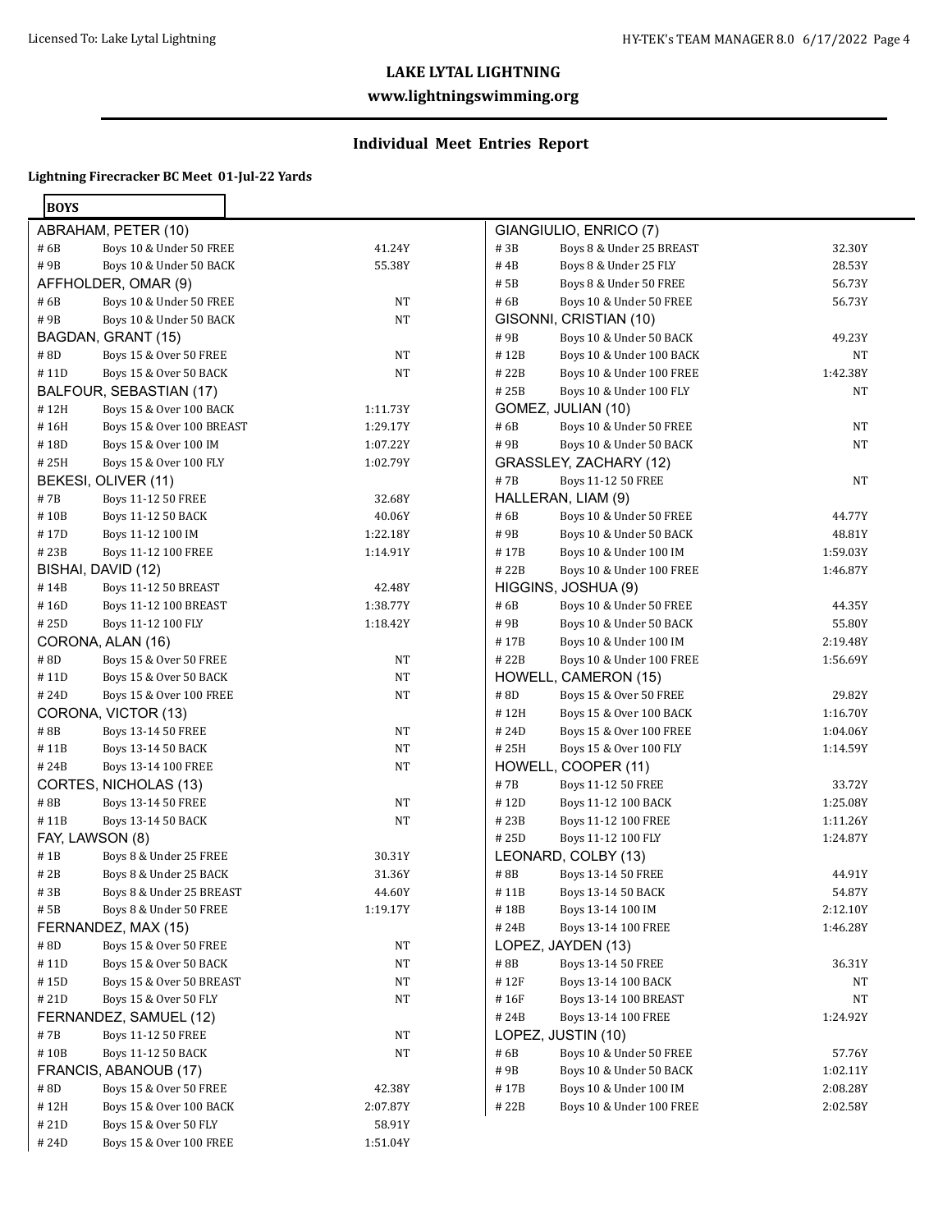## LAKE LYTAL LIGHTNING

**www.lightningswimming.org**

### Individual Meet Entries Report

**Lightning Firecracker BC Meet 01-Jul-22 Yards**

**BOYS**

**ABRAHAM, PETER (10)**

| # | Event | Seed |
|---|---|---|
| # 6B | Boys 10 & Under 50 FREE | 41.24Y |
| # 9B | Boys 10 & Under 50 BACK | 55.38Y |

**AFFHOLDER, OMAR (9)**

| # | Event | Seed |
|---|---|---|
| # 6B | Boys 10 & Under 50 FREE | NT |
| # 9B | Boys 10 & Under 50 BACK | NT |

**BAGDAN, GRANT (15)**

| # | Event | Seed |
|---|---|---|
| # 8D | Boys 15 & Over 50 FREE | NT |
| # 11D | Boys 15 & Over 50 BACK | NT |

**BALFOUR, SEBASTIAN (17)**

| # | Event | Seed |
|---|---|---|
| # 12H | Boys 15 & Over 100 BACK | 1:11.73Y |
| # 16H | Boys 15 & Over 100 BREAST | 1:29.17Y |
| # 18D | Boys 15 & Over 100 IM | 1:07.22Y |
| # 25H | Boys 15 & Over 100 FLY | 1:02.79Y |

**BEKESI, OLIVER (11)**

| # | Event | Seed |
|---|---|---|
| # 7B | Boys 11-12 50 FREE | 32.68Y |
| # 10B | Boys 11-12 50 BACK | 40.06Y |
| # 17D | Boys 11-12 100 IM | 1:22.18Y |
| # 23B | Boys 11-12 100 FREE | 1:14.91Y |

**BISHAI, DAVID (12)**

| # | Event | Seed |
|---|---|---|
| # 14B | Boys 11-12 50 BREAST | 42.48Y |
| # 16D | Boys 11-12 100 BREAST | 1:38.77Y |
| # 25D | Boys 11-12 100 FLY | 1:18.42Y |

**CORONA, ALAN (16)**

| # | Event | Seed |
|---|---|---|
| # 8D | Boys 15 & Over 50 FREE | NT |
| # 11D | Boys 15 & Over 50 BACK | NT |
| # 24D | Boys 15 & Over 100 FREE | NT |

**CORONA, VICTOR (13)**

| # | Event | Seed |
|---|---|---|
| # 8B | Boys 13-14 50 FREE | NT |
| # 11B | Boys 13-14 50 BACK | NT |
| # 24B | Boys 13-14 100 FREE | NT |

**CORTES, NICHOLAS (13)**

| # | Event | Seed |
|---|---|---|
| # 8B | Boys 13-14 50 FREE | NT |
| # 11B | Boys 13-14 50 BACK | NT |

**FAY, LAWSON (8)**

| # | Event | Seed |
|---|---|---|
| # 1B | Boys 8 & Under 25 FREE | 30.31Y |
| # 2B | Boys 8 & Under 25 BACK | 31.36Y |
| # 3B | Boys 8 & Under 25 BREAST | 44.60Y |
| # 5B | Boys 8 & Under 50 FREE | 1:19.17Y |

**FERNANDEZ, MAX (15)**

| # | Event | Seed |
|---|---|---|
| # 8D | Boys 15 & Over 50 FREE | NT |
| # 11D | Boys 15 & Over 50 BACK | NT |
| # 15D | Boys 15 & Over 50 BREAST | NT |
| # 21D | Boys 15 & Over 50 FLY | NT |

**FERNANDEZ, SAMUEL (12)**

| # | Event | Seed |
|---|---|---|
| # 7B | Boys 11-12 50 FREE | NT |
| # 10B | Boys 11-12 50 BACK | NT |

**FRANCIS, ABANOUB (17)**

| # | Event | Seed |
|---|---|---|
| # 8D | Boys 15 & Over 50 FREE | 42.38Y |
| # 12H | Boys 15 & Over 100 BACK | 2:07.87Y |
| # 21D | Boys 15 & Over 50 FLY | 58.91Y |
| # 24D | Boys 15 & Over 100 FREE | 1:51.04Y |

**GIANGIULIO, ENRICO (7)**

| # | Event | Seed |
|---|---|---|
| # 3B | Boys 8 & Under 25 BREAST | 32.30Y |
| # 4B | Boys 8 & Under 25 FLY | 28.53Y |
| # 5B | Boys 8 & Under 50 FREE | 56.73Y |
| # 6B | Boys 10 & Under 50 FREE | 56.73Y |

**GISONNI, CRISTIAN (10)**

| # | Event | Seed |
|---|---|---|
| # 9B | Boys 10 & Under 50 BACK | 49.23Y |
| # 12B | Boys 10 & Under 100 BACK | NT |
| # 22B | Boys 10 & Under 100 FREE | 1:42.38Y |
| # 25B | Boys 10 & Under 100 FLY | NT |

**GOMEZ, JULIAN (10)**

| # | Event | Seed |
|---|---|---|
| # 6B | Boys 10 & Under 50 FREE | NT |
| # 9B | Boys 10 & Under 50 BACK | NT |

**GRASSLEY, ZACHARY (12)**

| # | Event | Seed |
|---|---|---|
| # 7B | Boys 11-12 50 FREE | NT |

**HALLERAN, LIAM (9)**

| # | Event | Seed |
|---|---|---|
| # 6B | Boys 10 & Under 50 FREE | 44.77Y |
| # 9B | Boys 10 & Under 50 BACK | 48.81Y |
| # 17B | Boys 10 & Under 100 IM | 1:59.03Y |
| # 22B | Boys 10 & Under 100 FREE | 1:46.87Y |

**HIGGINS, JOSHUA (9)**

| # | Event | Seed |
|---|---|---|
| # 6B | Boys 10 & Under 50 FREE | 44.35Y |
| # 9B | Boys 10 & Under 50 BACK | 55.80Y |
| # 17B | Boys 10 & Under 100 IM | 2:19.48Y |
| # 22B | Boys 10 & Under 100 FREE | 1:56.69Y |

**HOWELL, CAMERON (15)**

| # | Event | Seed |
|---|---|---|
| # 8D | Boys 15 & Over 50 FREE | 29.82Y |
| # 12H | Boys 15 & Over 100 BACK | 1:16.70Y |
| # 24D | Boys 15 & Over 100 FREE | 1:04.06Y |
| # 25H | Boys 15 & Over 100 FLY | 1:14.59Y |

**HOWELL, COOPER (11)**

| # | Event | Seed |
|---|---|---|
| # 7B | Boys 11-12 50 FREE | 33.72Y |
| # 12D | Boys 11-12 100 BACK | 1:25.08Y |
| # 23B | Boys 11-12 100 FREE | 1:11.26Y |
| # 25D | Boys 11-12 100 FLY | 1:24.87Y |

**LEONARD, COLBY (13)**

| # | Event | Seed |
|---|---|---|
| # 8B | Boys 13-14 50 FREE | 44.91Y |
| # 11B | Boys 13-14 50 BACK | 54.87Y |
| # 18B | Boys 13-14 100 IM | 2:12.10Y |
| # 24B | Boys 13-14 100 FREE | 1:46.28Y |

**LOPEZ, JAYDEN (13)**

| # | Event | Seed |
|---|---|---|
| # 8B | Boys 13-14 50 FREE | 36.31Y |
| # 12F | Boys 13-14 100 BACK | NT |
| # 16F | Boys 13-14 100 BREAST | NT |
| # 24B | Boys 13-14 100 FREE | 1:24.92Y |

**LOPEZ, JUSTIN (10)**

| # | Event | Seed |
|---|---|---|
| # 6B | Boys 10 & Under 50 FREE | 57.76Y |
| # 9B | Boys 10 & Under 50 BACK | 1:02.11Y |
| # 17B | Boys 10 & Under 100 IM | 2:08.28Y |
| # 22B | Boys 10 & Under 100 FREE | 2:02.58Y |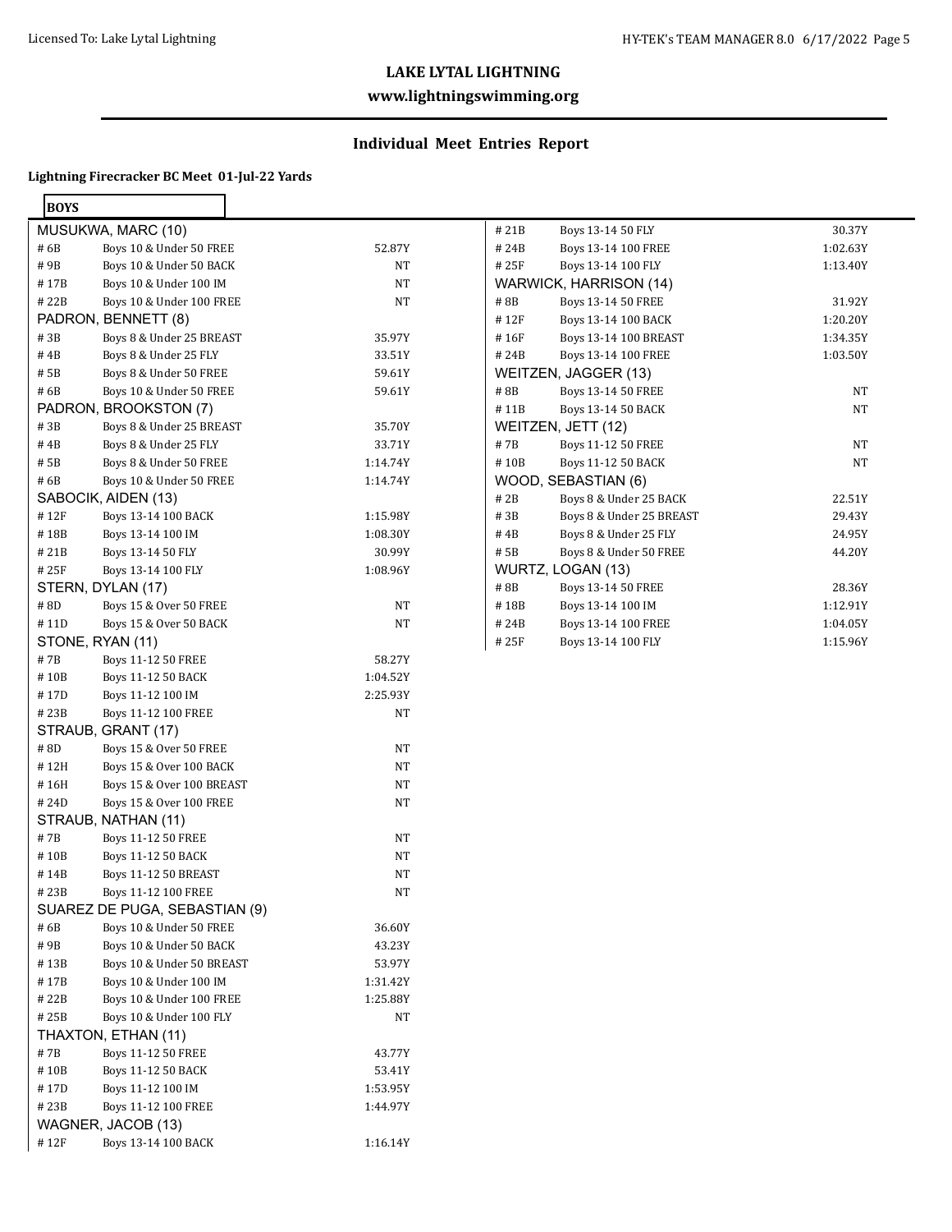# LAKE LYTAL LIGHTNING

**www.lightningswimming.org**

## Individual Meet Entries Report

**Lightning Firecracker BC Meet 01-Jul-22 Yards**

**BOYS**

**MUSUKWA, MARC (10)**

| # | Event | Time |
|---|---|---|
| # 6B | Boys 10 & Under 50 FREE | 52.87Y |
| # 9B | Boys 10 & Under 50 BACK | NT |
| # 17B | Boys 10 & Under 100 IM | NT |
| # 22B | Boys 10 & Under 100 FREE | NT |

**PADRON, BENNETT (8)**

| # | Event | Time |
|---|---|---|
| # 3B | Boys 8 & Under 25 BREAST | 35.97Y |
| # 4B | Boys 8 & Under 25 FLY | 33.51Y |
| # 5B | Boys 8 & Under 50 FREE | 59.61Y |
| # 6B | Boys 10 & Under 50 FREE | 59.61Y |

**PADRON, BROOKSTON (7)**

| # | Event | Time |
|---|---|---|
| # 3B | Boys 8 & Under 25 BREAST | 35.70Y |
| # 4B | Boys 8 & Under 25 FLY | 33.71Y |
| # 5B | Boys 8 & Under 50 FREE | 1:14.74Y |
| # 6B | Boys 10 & Under 50 FREE | 1:14.74Y |

**SABOCIK, AIDEN (13)**

| # | Event | Time |
|---|---|---|
| # 12F | Boys 13-14 100 BACK | 1:15.98Y |
| # 18B | Boys 13-14 100 IM | 1:08.30Y |
| # 21B | Boys 13-14 50 FLY | 30.99Y |
| # 25F | Boys 13-14 100 FLY | 1:08.96Y |

**STERN, DYLAN (17)**

| # | Event | Time |
|---|---|---|
| # 8D | Boys 15 & Over 50 FREE | NT |
| # 11D | Boys 15 & Over 50 BACK | NT |

**STONE, RYAN (11)**

| # | Event | Time |
|---|---|---|
| # 7B | Boys 11-12 50 FREE | 58.27Y |
| # 10B | Boys 11-12 50 BACK | 1:04.52Y |
| # 17D | Boys 11-12 100 IM | 2:25.93Y |
| # 23B | Boys 11-12 100 FREE | NT |

**STRAUB, GRANT (17)**

| # | Event | Time |
|---|---|---|
| # 8D | Boys 15 & Over 50 FREE | NT |
| # 12H | Boys 15 & Over 100 BACK | NT |
| # 16H | Boys 15 & Over 100 BREAST | NT |
| # 24D | Boys 15 & Over 100 FREE | NT |

**STRAUB, NATHAN (11)**

| # | Event | Time |
|---|---|---|
| # 7B | Boys 11-12 50 FREE | NT |
| # 10B | Boys 11-12 50 BACK | NT |
| # 14B | Boys 11-12 50 BREAST | NT |
| # 23B | Boys 11-12 100 FREE | NT |

**SUAREZ DE PUGA, SEBASTIAN (9)**

| # | Event | Time |
|---|---|---|
| # 6B | Boys 10 & Under 50 FREE | 36.60Y |
| # 9B | Boys 10 & Under 50 BACK | 43.23Y |
| # 13B | Boys 10 & Under 50 BREAST | 53.97Y |
| # 17B | Boys 10 & Under 100 IM | 1:31.42Y |
| # 22B | Boys 10 & Under 100 FREE | 1:25.88Y |
| # 25B | Boys 10 & Under 100 FLY | NT |

**THAXTON, ETHAN (11)**

| # | Event | Time |
|---|---|---|
| # 7B | Boys 11-12 50 FREE | 43.77Y |
| # 10B | Boys 11-12 50 BACK | 53.41Y |
| # 17D | Boys 11-12 100 IM | 1:53.95Y |
| # 23B | Boys 11-12 100 FREE | 1:44.97Y |

**WAGNER, JACOB (13)**

| # | Event | Time |
|---|---|---|
| # 12F | Boys 13-14 100 BACK | 1:16.14Y |
| # 21B | Boys 13-14 50 FLY | 30.37Y |
| # 24B | Boys 13-14 100 FREE | 1:02.63Y |
| # 25F | Boys 13-14 100 FLY | 1:13.40Y |

**WARWICK, HARRISON (14)**

| # | Event | Time |
|---|---|---|
| # 8B | Boys 13-14 50 FREE | 31.92Y |
| # 12F | Boys 13-14 100 BACK | 1:20.20Y |
| # 16F | Boys 13-14 100 BREAST | 1:34.35Y |
| # 24B | Boys 13-14 100 FREE | 1:03.50Y |

**WEITZEN, JAGGER (13)**

| # | Event | Time |
|---|---|---|
| # 8B | Boys 13-14 50 FREE | NT |
| # 11B | Boys 13-14 50 BACK | NT |

**WEITZEN, JETT (12)**

| # | Event | Time |
|---|---|---|
| # 7B | Boys 11-12 50 FREE | NT |
| # 10B | Boys 11-12 50 BACK | NT |

**WOOD, SEBASTIAN (6)**

| # | Event | Time |
|---|---|---|
| # 2B | Boys 8 & Under 25 BACK | 22.51Y |
| # 3B | Boys 8 & Under 25 BREAST | 29.43Y |
| # 4B | Boys 8 & Under 25 FLY | 24.95Y |
| # 5B | Boys 8 & Under 50 FREE | 44.20Y |

**WURTZ, LOGAN (13)**

| # | Event | Time |
|---|---|---|
| # 8B | Boys 13-14 50 FREE | 28.36Y |
| # 18B | Boys 13-14 100 IM | 1:12.91Y |
| # 24B | Boys 13-14 100 FREE | 1:04.05Y |
| # 25F | Boys 13-14 100 FLY | 1:15.96Y |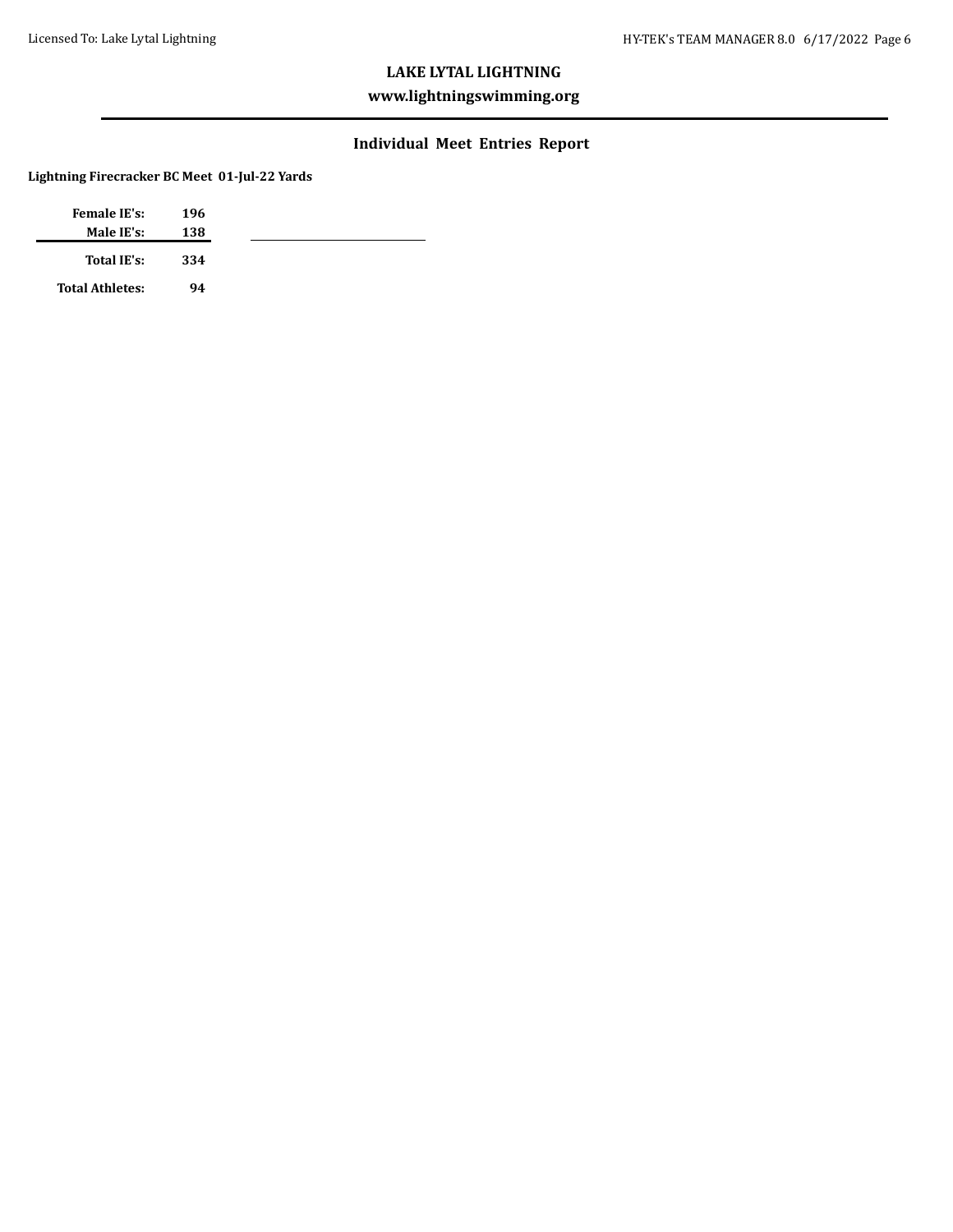**LAKE LYTAL LIGHTNING**

**www.lightningswimming.org**

## Individual Meet Entries Report

**Lightning Firecracker BC Meet 01-Jul-22 Yards**

| | |
|---|---|
| **Female IE's:** | **196** |
| **Male IE's:** | **138** |
| **Total IE's:** | **334** |
| **Total Athletes:** | **94** |